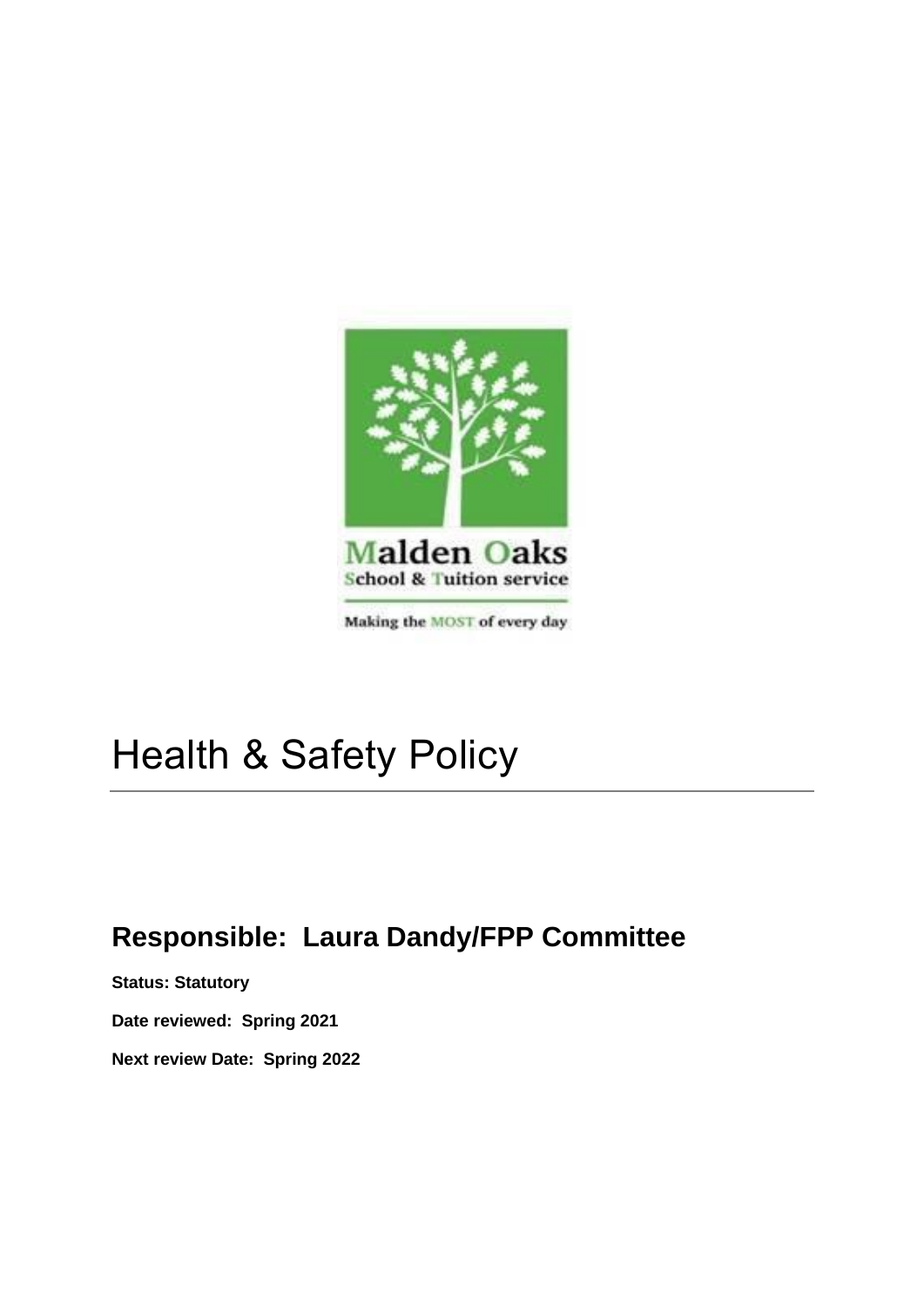Malden Oaks
School & Tuition service

Making the MOST of every day

# Health & Safety Policy

## Responsible: Laura Dandy/FPP Committee

**Status: Statutory**

**Date reviewed: Spring 2021**

**Next review Date: Spring 2022**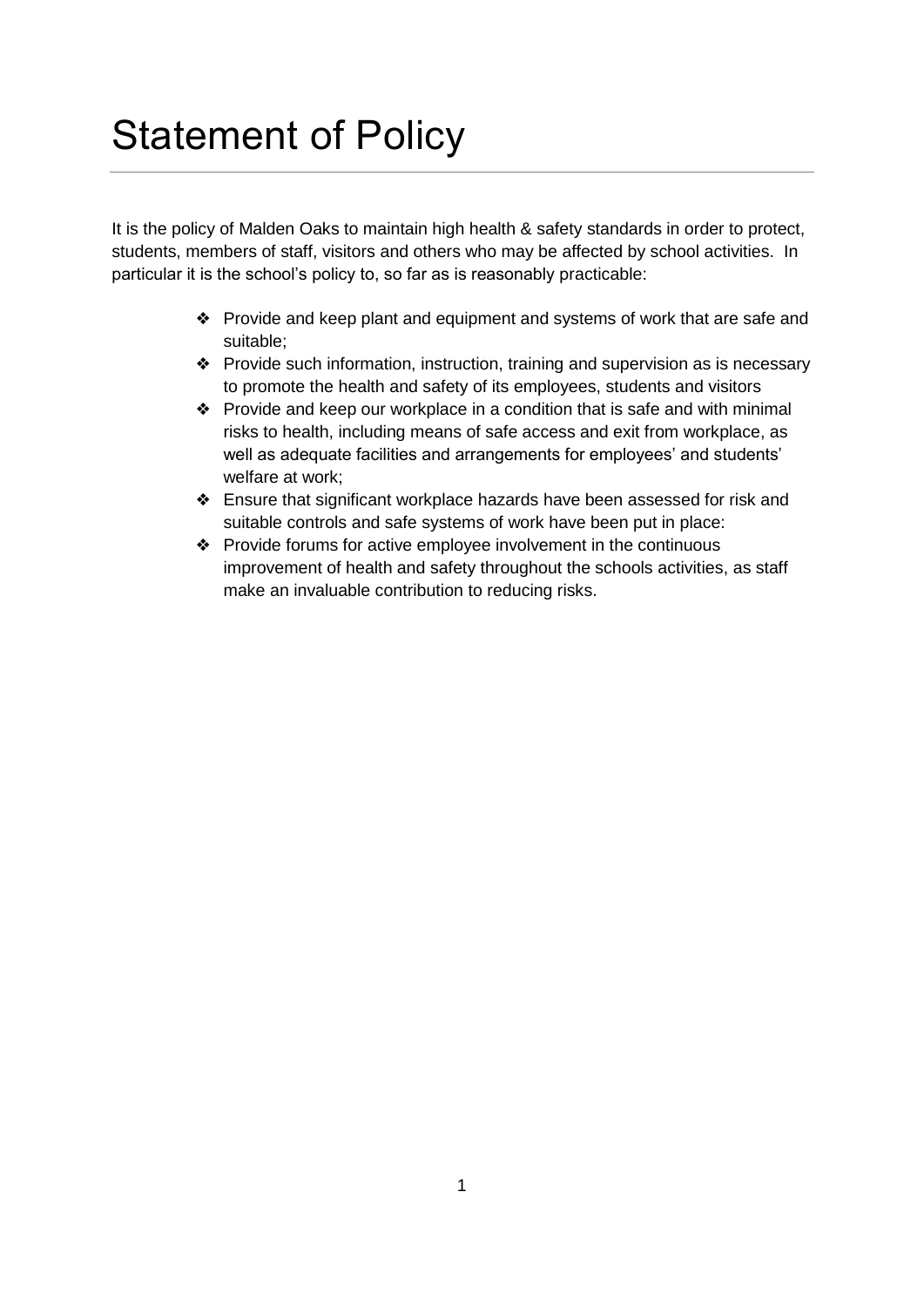# Statement of Policy

It is the policy of Malden Oaks to maintain high health & safety standards in order to protect, students, members of staff, visitors and others who may be affected by school activities. In particular it is the school's policy to, so far as is reasonably practicable:

- Provide and keep plant and equipment and systems of work that are safe and suitable;
- Provide such information, instruction, training and supervision as is necessary to promote the health and safety of its employees, students and visitors
- Provide and keep our workplace in a condition that is safe and with minimal risks to health, including means of safe access and exit from workplace, as well as adequate facilities and arrangements for employees' and students' welfare at work;
- Ensure that significant workplace hazards have been assessed for risk and suitable controls and safe systems of work have been put in place:
- Provide forums for active employee involvement in the continuous improvement of health and safety throughout the schools activities, as staff make an invaluable contribution to reducing risks.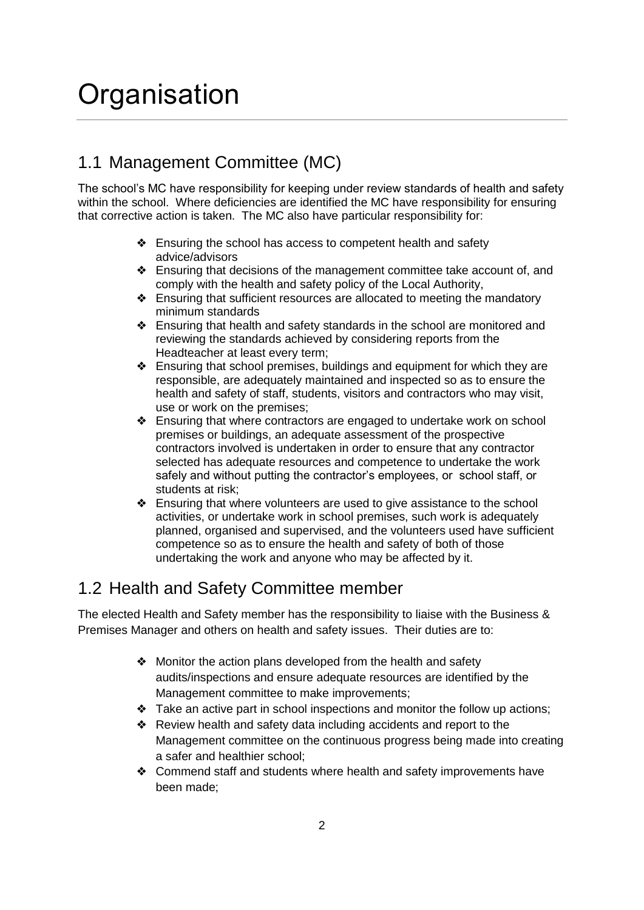# Organisation

## 1.1 Management Committee (MC)

The school's MC have responsibility for keeping under review standards of health and safety within the school. Where deficiencies are identified the MC have responsibility for ensuring that corrective action is taken. The MC also have particular responsibility for:

- Ensuring the school has access to competent health and safety advice/advisors
- Ensuring that decisions of the management committee take account of, and comply with the health and safety policy of the Local Authority,
- Ensuring that sufficient resources are allocated to meeting the mandatory minimum standards
- Ensuring that health and safety standards in the school are monitored and reviewing the standards achieved by considering reports from the Headteacher at least every term;
- Ensuring that school premises, buildings and equipment for which they are responsible, are adequately maintained and inspected so as to ensure the health and safety of staff, students, visitors and contractors who may visit, use or work on the premises;
- Ensuring that where contractors are engaged to undertake work on school premises or buildings, an adequate assessment of the prospective contractors involved is undertaken in order to ensure that any contractor selected has adequate resources and competence to undertake the work safely and without putting the contractor's employees, or school staff, or students at risk;
- Ensuring that where volunteers are used to give assistance to the school activities, or undertake work in school premises, such work is adequately planned, organised and supervised, and the volunteers used have sufficient competence so as to ensure the health and safety of both of those undertaking the work and anyone who may be affected by it.

## 1.2 Health and Safety Committee member

The elected Health and Safety member has the responsibility to liaise with the Business & Premises Manager and others on health and safety issues. Their duties are to:

- Monitor the action plans developed from the health and safety audits/inspections and ensure adequate resources are identified by the Management committee to make improvements;
- Take an active part in school inspections and monitor the follow up actions;
- Review health and safety data including accidents and report to the Management committee on the continuous progress being made into creating a safer and healthier school;
- Commend staff and students where health and safety improvements have been made;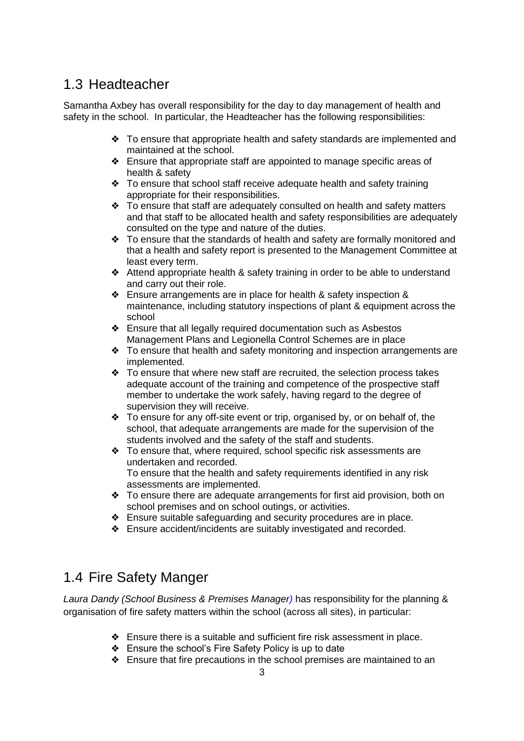## 1.3 Headteacher

Samantha Axbey has overall responsibility for the day to day management of health and safety in the school. In particular, the Headteacher has the following responsibilities:

- To ensure that appropriate health and safety standards are implemented and maintained at the school.
- Ensure that appropriate staff are appointed to manage specific areas of health & safety
- To ensure that school staff receive adequate health and safety training appropriate for their responsibilities.
- To ensure that staff are adequately consulted on health and safety matters and that staff to be allocated health and safety responsibilities are adequately consulted on the type and nature of the duties.
- To ensure that the standards of health and safety are formally monitored and that a health and safety report is presented to the Management Committee at least every term.
- Attend appropriate health & safety training in order to be able to understand and carry out their role.
- Ensure arrangements are in place for health & safety inspection & maintenance, including statutory inspections of plant & equipment across the school
- Ensure that all legally required documentation such as Asbestos Management Plans and Legionella Control Schemes are in place
- To ensure that health and safety monitoring and inspection arrangements are implemented.
- To ensure that where new staff are recruited, the selection process takes adequate account of the training and competence of the prospective staff member to undertake the work safely, having regard to the degree of supervision they will receive.
- To ensure for any off-site event or trip, organised by, or on behalf of, the school, that adequate arrangements are made for the supervision of the students involved and the safety of the staff and students.
- To ensure that, where required, school specific risk assessments are undertaken and recorded.
  To ensure that the health and safety requirements identified in any risk assessments are implemented.
- To ensure there are adequate arrangements for first aid provision, both on school premises and on school outings, or activities.
- Ensure suitable safeguarding and security procedures are in place.
- Ensure accident/incidents are suitably investigated and recorded.

## 1.4 Fire Safety Manger

*Laura Dandy (School Business & Premises Manager)* has responsibility for the planning & organisation of fire safety matters within the school (across all sites), in particular:

- Ensure there is a suitable and sufficient fire risk assessment in place.
- Ensure the school's Fire Safety Policy is up to date
- Ensure that fire precautions in the school premises are maintained to an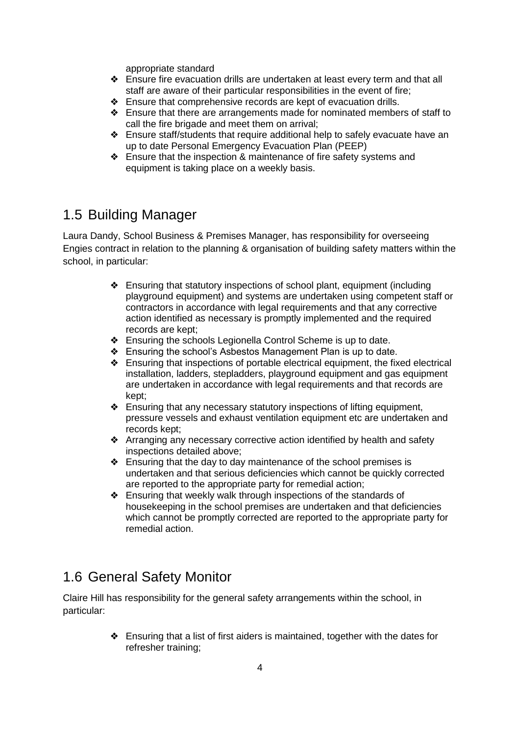appropriate standard

- Ensure fire evacuation drills are undertaken at least every term and that all staff are aware of their particular responsibilities in the event of fire;
- Ensure that comprehensive records are kept of evacuation drills.
- Ensure that there are arrangements made for nominated members of staff to call the fire brigade and meet them on arrival;
- Ensure staff/students that require additional help to safely evacuate have an up to date Personal Emergency Evacuation Plan (PEEP)
- Ensure that the inspection & maintenance of fire safety systems and equipment is taking place on a weekly basis.

## 1.5 Building Manager

Laura Dandy, School Business & Premises Manager, has responsibility for overseeing Engies contract in relation to the planning & organisation of building safety matters within the school, in particular:

- Ensuring that statutory inspections of school plant, equipment (including playground equipment) and systems are undertaken using competent staff or contractors in accordance with legal requirements and that any corrective action identified as necessary is promptly implemented and the required records are kept;
- Ensuring the schools Legionella Control Scheme is up to date.
- Ensuring the school's Asbestos Management Plan is up to date.
- Ensuring that inspections of portable electrical equipment, the fixed electrical installation, ladders, stepladders, playground equipment and gas equipment are undertaken in accordance with legal requirements and that records are kept;
- Ensuring that any necessary statutory inspections of lifting equipment, pressure vessels and exhaust ventilation equipment etc are undertaken and records kept;
- Arranging any necessary corrective action identified by health and safety inspections detailed above;
- Ensuring that the day to day maintenance of the school premises is undertaken and that serious deficiencies which cannot be quickly corrected are reported to the appropriate party for remedial action;
- Ensuring that weekly walk through inspections of the standards of housekeeping in the school premises are undertaken and that deficiencies which cannot be promptly corrected are reported to the appropriate party for remedial action.

## 1.6 General Safety Monitor

Claire Hill has responsibility for the general safety arrangements within the school, in particular:

- Ensuring that a list of first aiders is maintained, together with the dates for refresher training;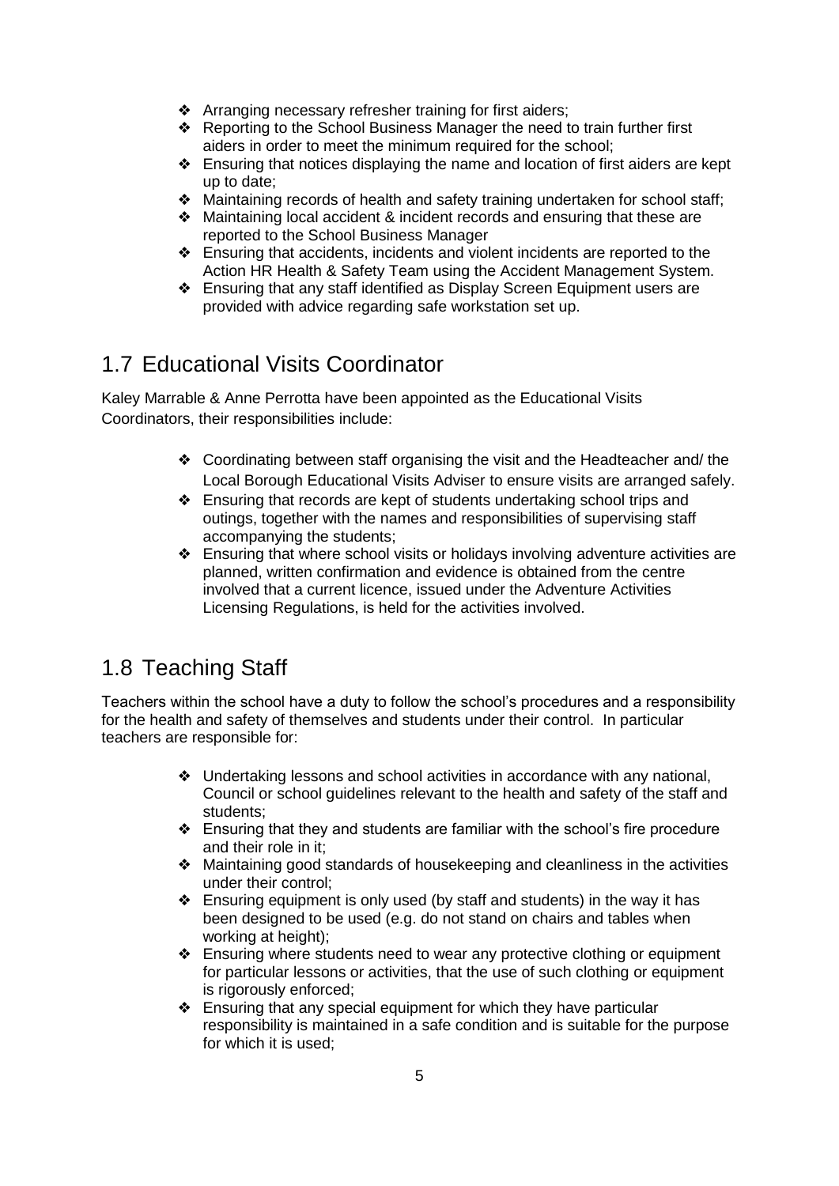- Arranging necessary refresher training for first aiders;
- Reporting to the School Business Manager the need to train further first aiders in order to meet the minimum required for the school;
- Ensuring that notices displaying the name and location of first aiders are kept up to date;
- Maintaining records of health and safety training undertaken for school staff;
- Maintaining local accident & incident records and ensuring that these are reported to the School Business Manager
- Ensuring that accidents, incidents and violent incidents are reported to the Action HR Health & Safety Team using the Accident Management System.
- Ensuring that any staff identified as Display Screen Equipment users are provided with advice regarding safe workstation set up.

## 1.7 Educational Visits Coordinator

Kaley Marrable & Anne Perrotta have been appointed as the Educational Visits Coordinators, their responsibilities include:

- Coordinating between staff organising the visit and the Headteacher and/ the Local Borough Educational Visits Adviser to ensure visits are arranged safely.
- Ensuring that records are kept of students undertaking school trips and outings, together with the names and responsibilities of supervising staff accompanying the students;
- Ensuring that where school visits or holidays involving adventure activities are planned, written confirmation and evidence is obtained from the centre involved that a current licence, issued under the Adventure Activities Licensing Regulations, is held for the activities involved.

## 1.8 Teaching Staff

Teachers within the school have a duty to follow the school's procedures and a responsibility for the health and safety of themselves and students under their control. In particular teachers are responsible for:

- Undertaking lessons and school activities in accordance with any national, Council or school guidelines relevant to the health and safety of the staff and students;
- Ensuring that they and students are familiar with the school's fire procedure and their role in it;
- Maintaining good standards of housekeeping and cleanliness in the activities under their control;
- Ensuring equipment is only used (by staff and students) in the way it has been designed to be used (e.g. do not stand on chairs and tables when working at height);
- Ensuring where students need to wear any protective clothing or equipment for particular lessons or activities, that the use of such clothing or equipment is rigorously enforced;
- Ensuring that any special equipment for which they have particular responsibility is maintained in a safe condition and is suitable for the purpose for which it is used;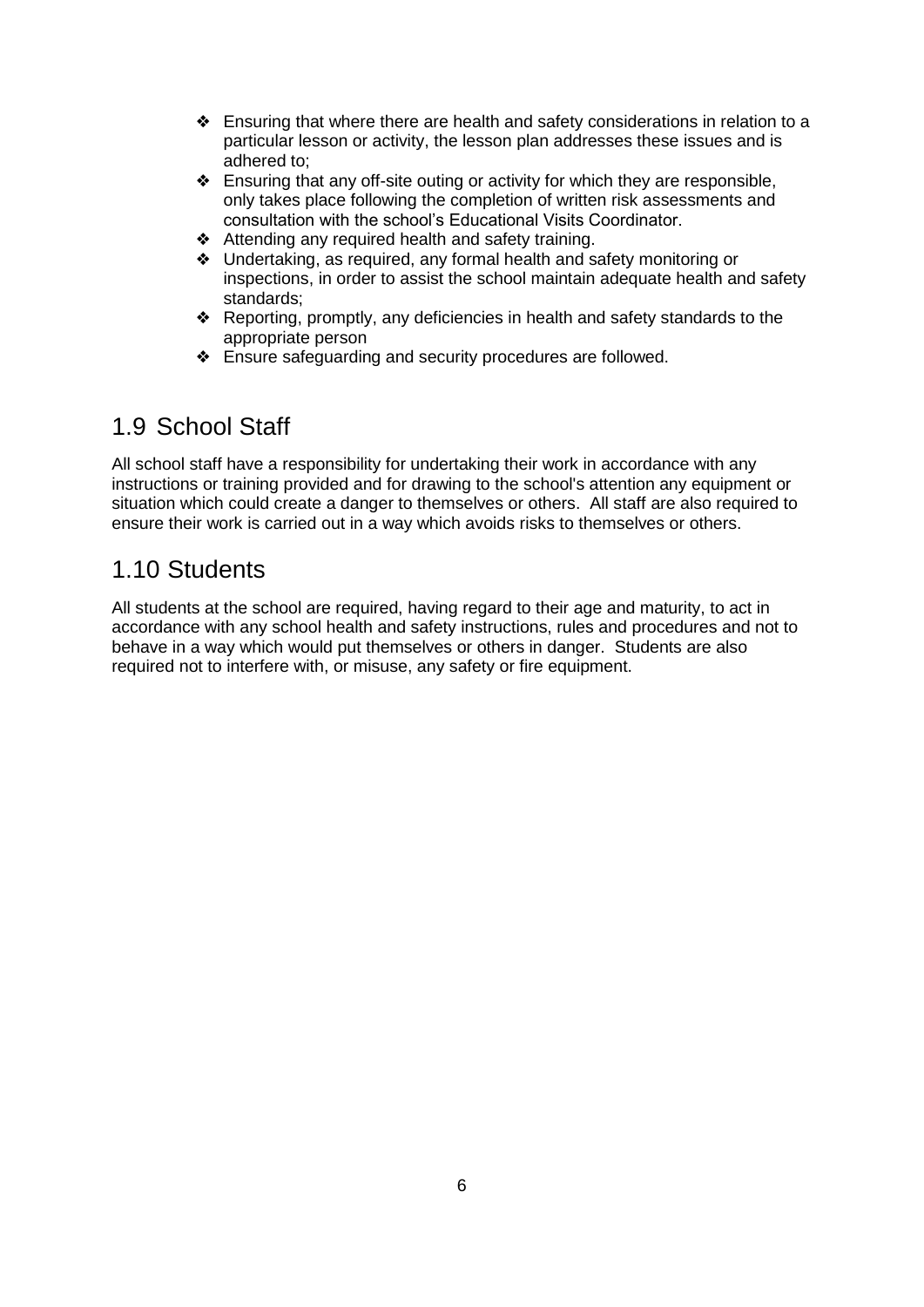- Ensuring that where there are health and safety considerations in relation to a particular lesson or activity, the lesson plan addresses these issues and is adhered to;
- Ensuring that any off-site outing or activity for which they are responsible, only takes place following the completion of written risk assessments and consultation with the school's Educational Visits Coordinator.
- Attending any required health and safety training.
- Undertaking, as required, any formal health and safety monitoring or inspections, in order to assist the school maintain adequate health and safety standards;
- Reporting, promptly, any deficiencies in health and safety standards to the appropriate person
- Ensure safeguarding and security procedures are followed.

## 1.9 School Staff

All school staff have a responsibility for undertaking their work in accordance with any instructions or training provided and for drawing to the school's attention any equipment or situation which could create a danger to themselves or others. All staff are also required to ensure their work is carried out in a way which avoids risks to themselves or others.

## 1.10 Students

All students at the school are required, having regard to their age and maturity, to act in accordance with any school health and safety instructions, rules and procedures and not to behave in a way which would put themselves or others in danger. Students are also required not to interfere with, or misuse, any safety or fire equipment.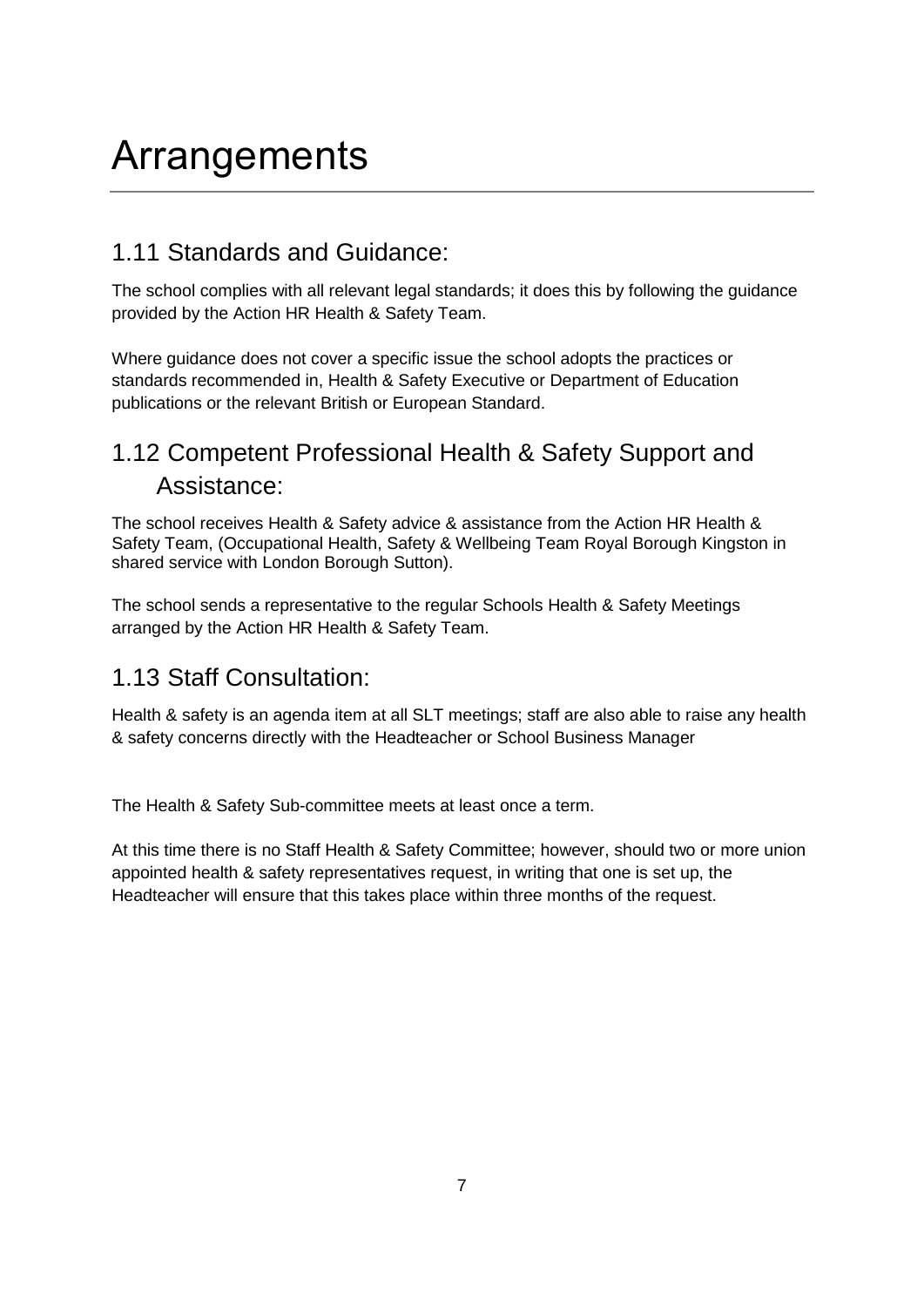# Arrangements

## 1.11 Standards and Guidance:

The school complies with all relevant legal standards; it does this by following the guidance provided by the Action HR Health & Safety Team.

Where guidance does not cover a specific issue the school adopts the practices or standards recommended in, Health & Safety Executive or Department of Education publications or the relevant British or European Standard.

## 1.12 Competent Professional Health & Safety Support and Assistance:

The school receives Health & Safety advice & assistance from the Action HR Health & Safety Team, (Occupational Health, Safety & Wellbeing Team Royal Borough Kingston in shared service with London Borough Sutton).

The school sends a representative to the regular Schools Health & Safety Meetings arranged by the Action HR Health & Safety Team.

## 1.13 Staff Consultation:

Health & safety is an agenda item at all SLT meetings; staff are also able to raise any health & safety concerns directly with the Headteacher or School Business Manager

The Health & Safety Sub-committee meets at least once a term.

At this time there is no Staff Health & Safety Committee; however, should two or more union appointed health & safety representatives request, in writing that one is set up, the Headteacher will ensure that this takes place within three months of the request.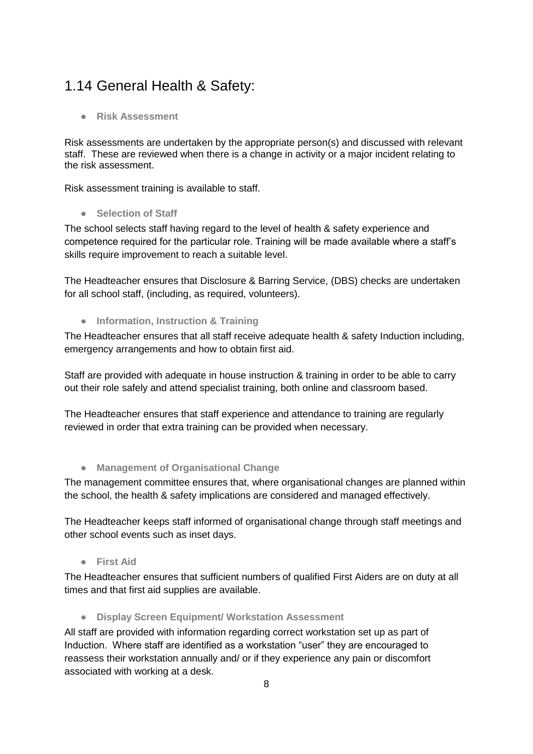## 1.14 General Health & Safety:

- **Risk Assessment**

Risk assessments are undertaken by the appropriate person(s) and discussed with relevant staff. These are reviewed when there is a change in activity or a major incident relating to the risk assessment.

Risk assessment training is available to staff.

- **Selection of Staff**

The school selects staff having regard to the level of health & safety experience and competence required for the particular role. Training will be made available where a staff's skills require improvement to reach a suitable level.

The Headteacher ensures that Disclosure & Barring Service, (DBS) checks are undertaken for all school staff, (including, as required, volunteers).

- **Information, Instruction & Training**

The Headteacher ensures that all staff receive adequate health & safety Induction including, emergency arrangements and how to obtain first aid.

Staff are provided with adequate in house instruction & training in order to be able to carry out their role safely and attend specialist training, both online and classroom based.

The Headteacher ensures that staff experience and attendance to training are regularly reviewed in order that extra training can be provided when necessary.

- **Management of Organisational Change**

The management committee ensures that, where organisational changes are planned within the school, the health & safety implications are considered and managed effectively.

The Headteacher keeps staff informed of organisational change through staff meetings and other school events such as inset days.

- **First Aid**

The Headteacher ensures that sufficient numbers of qualified First Aiders are on duty at all times and that first aid supplies are available.

- **Display Screen Equipment/ Workstation Assessment**

All staff are provided with information regarding correct workstation set up as part of Induction. Where staff are identified as a workstation "user" they are encouraged to reassess their workstation annually and/ or if they experience any pain or discomfort associated with working at a desk.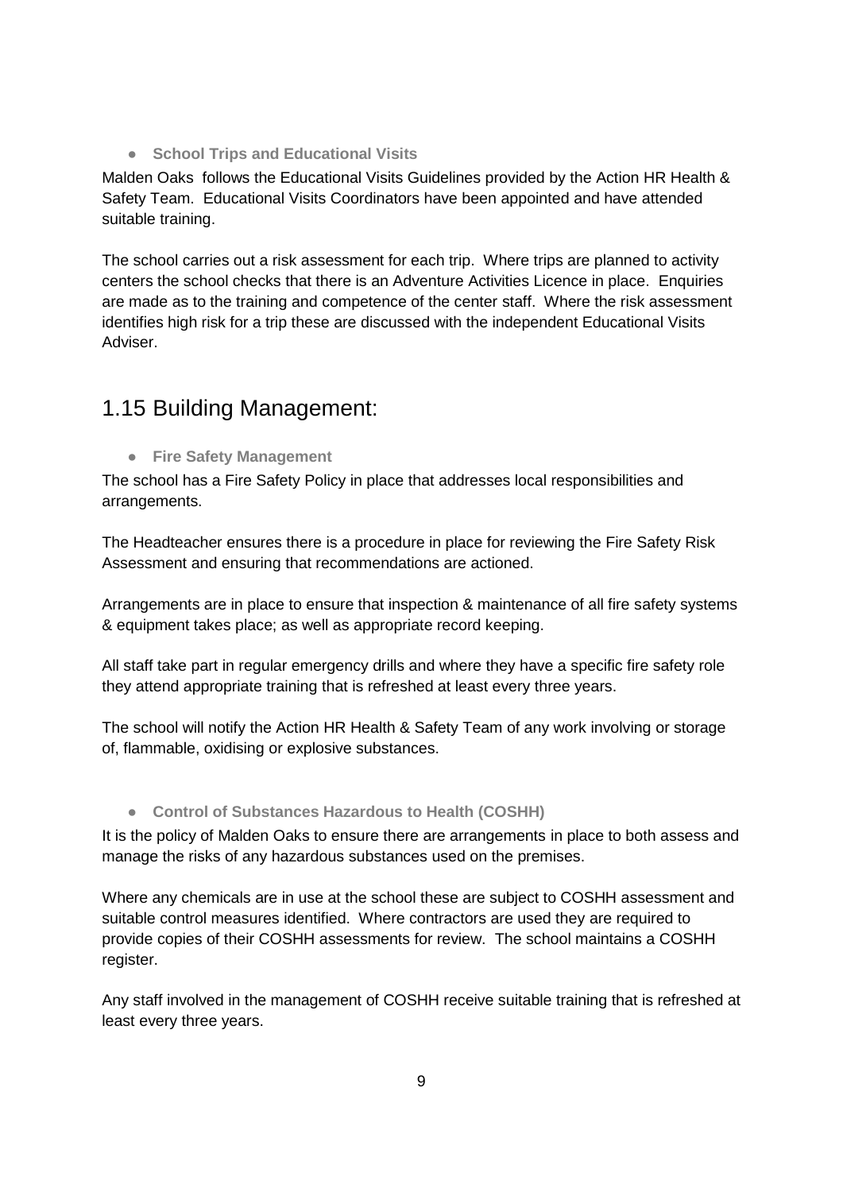- **School Trips and Educational Visits**

Malden Oaks follows the Educational Visits Guidelines provided by the Action HR Health & Safety Team. Educational Visits Coordinators have been appointed and have attended suitable training.

The school carries out a risk assessment for each trip. Where trips are planned to activity centers the school checks that there is an Adventure Activities Licence in place. Enquiries are made as to the training and competence of the center staff. Where the risk assessment identifies high risk for a trip these are discussed with the independent Educational Visits Adviser.

## 1.15 Building Management:

- **Fire Safety Management**

The school has a Fire Safety Policy in place that addresses local responsibilities and arrangements.

The Headteacher ensures there is a procedure in place for reviewing the Fire Safety Risk Assessment and ensuring that recommendations are actioned.

Arrangements are in place to ensure that inspection & maintenance of all fire safety systems & equipment takes place; as well as appropriate record keeping.

All staff take part in regular emergency drills and where they have a specific fire safety role they attend appropriate training that is refreshed at least every three years.

The school will notify the Action HR Health & Safety Team of any work involving or storage of, flammable, oxidising or explosive substances.

- **Control of Substances Hazardous to Health (COSHH)**

It is the policy of Malden Oaks to ensure there are arrangements in place to both assess and manage the risks of any hazardous substances used on the premises.

Where any chemicals are in use at the school these are subject to COSHH assessment and suitable control measures identified. Where contractors are used they are required to provide copies of their COSHH assessments for review. The school maintains a COSHH register.

Any staff involved in the management of COSHH receive suitable training that is refreshed at least every three years.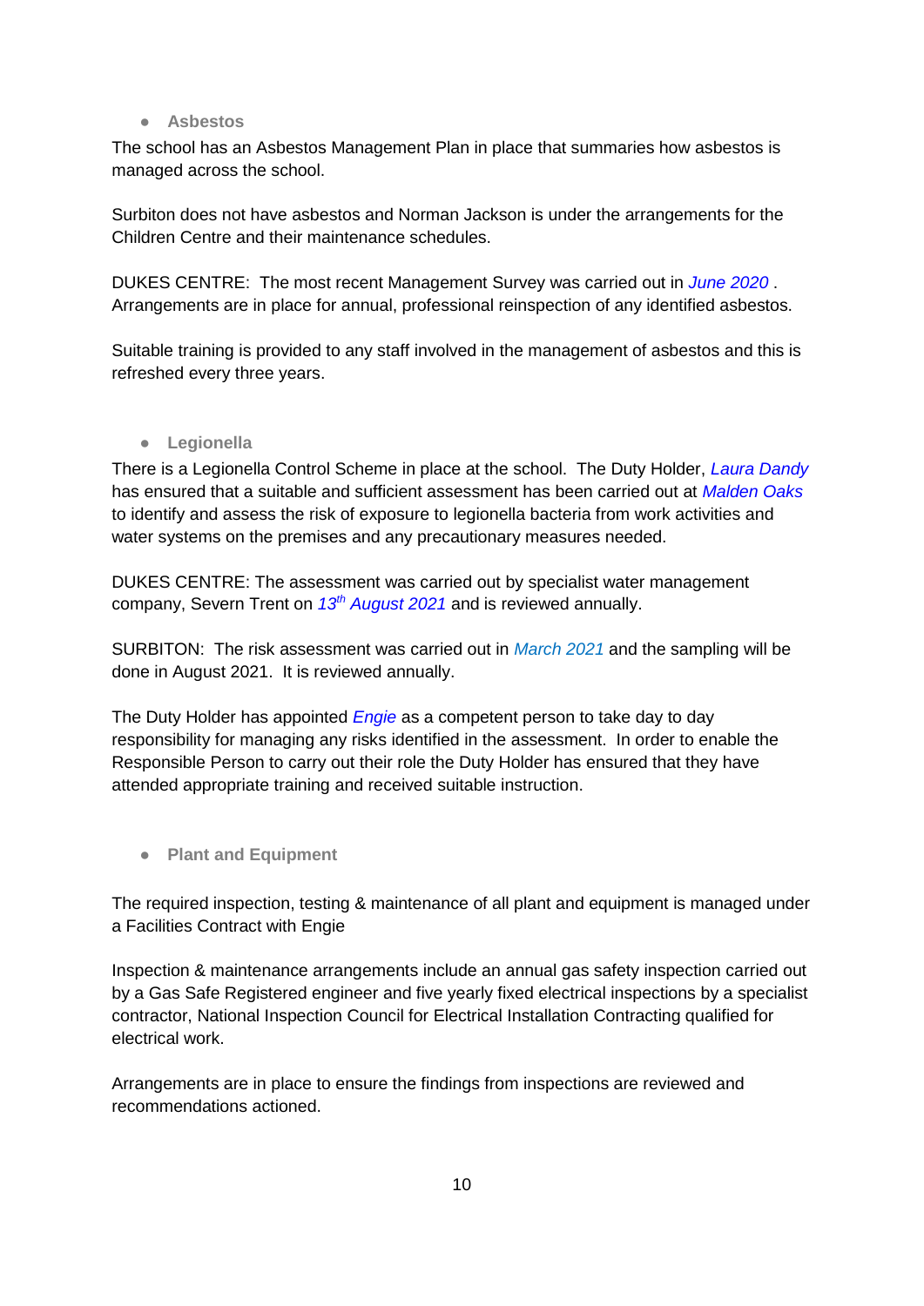- **Asbestos**

The school has an Asbestos Management Plan in place that summaries how asbestos is managed across the school.

Surbiton does not have asbestos and Norman Jackson is under the arrangements for the Children Centre and their maintenance schedules.

DUKES CENTRE: The most recent Management Survey was carried out in *June 2020* . Arrangements are in place for annual, professional reinspection of any identified asbestos.

Suitable training is provided to any staff involved in the management of asbestos and this is refreshed every three years.

- **Legionella**

There is a Legionella Control Scheme in place at the school. The Duty Holder, *Laura Dandy* has ensured that a suitable and sufficient assessment has been carried out at *Malden Oaks* to identify and assess the risk of exposure to legionella bacteria from work activities and water systems on the premises and any precautionary measures needed.

DUKES CENTRE: The assessment was carried out by specialist water management company, Severn Trent on *13th August 2021* and is reviewed annually.

SURBITON: The risk assessment was carried out in *March 2021* and the sampling will be done in August 2021. It is reviewed annually.

The Duty Holder has appointed *Engie* as a competent person to take day to day responsibility for managing any risks identified in the assessment. In order to enable the Responsible Person to carry out their role the Duty Holder has ensured that they have attended appropriate training and received suitable instruction.

- **Plant and Equipment**

The required inspection, testing & maintenance of all plant and equipment is managed under a Facilities Contract with Engie

Inspection & maintenance arrangements include an annual gas safety inspection carried out by a Gas Safe Registered engineer and five yearly fixed electrical inspections by a specialist contractor, National Inspection Council for Electrical Installation Contracting qualified for electrical work.

Arrangements are in place to ensure the findings from inspections are reviewed and recommendations actioned.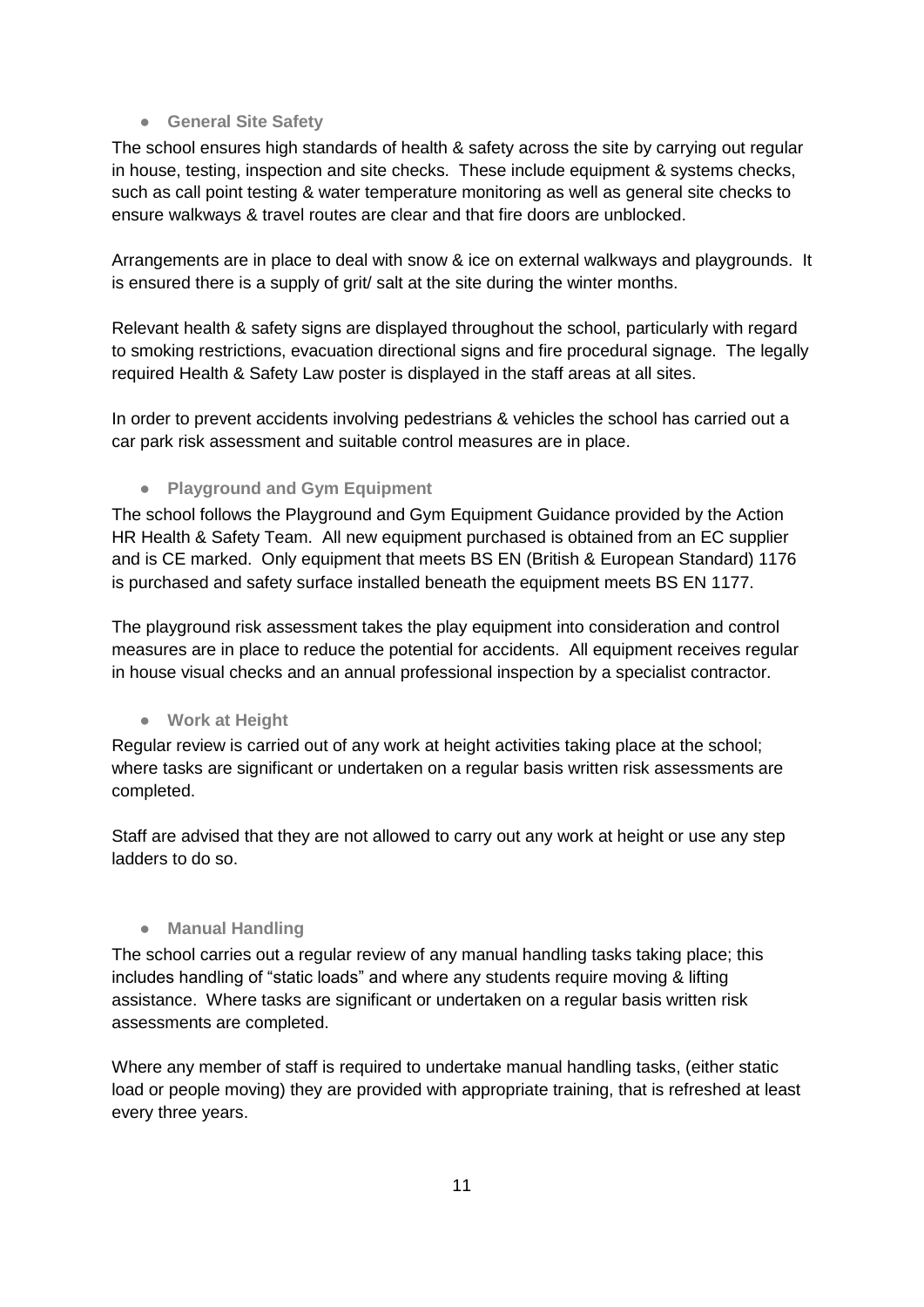- **General Site Safety**

The school ensures high standards of health & safety across the site by carrying out regular in house, testing, inspection and site checks. These include equipment & systems checks, such as call point testing & water temperature monitoring as well as general site checks to ensure walkways & travel routes are clear and that fire doors are unblocked.

Arrangements are in place to deal with snow & ice on external walkways and playgrounds. It is ensured there is a supply of grit/ salt at the site during the winter months.

Relevant health & safety signs are displayed throughout the school, particularly with regard to smoking restrictions, evacuation directional signs and fire procedural signage. The legally required Health & Safety Law poster is displayed in the staff areas at all sites.

In order to prevent accidents involving pedestrians & vehicles the school has carried out a car park risk assessment and suitable control measures are in place.

- **Playground and Gym Equipment**

The school follows the Playground and Gym Equipment Guidance provided by the Action HR Health & Safety Team. All new equipment purchased is obtained from an EC supplier and is CE marked. Only equipment that meets BS EN (British & European Standard) 1176 is purchased and safety surface installed beneath the equipment meets BS EN 1177.

The playground risk assessment takes the play equipment into consideration and control measures are in place to reduce the potential for accidents. All equipment receives regular in house visual checks and an annual professional inspection by a specialist contractor.

- **Work at Height**

Regular review is carried out of any work at height activities taking place at the school; where tasks are significant or undertaken on a regular basis written risk assessments are completed.

Staff are advised that they are not allowed to carry out any work at height or use any step ladders to do so.

- **Manual Handling**

The school carries out a regular review of any manual handling tasks taking place; this includes handling of "static loads" and where any students require moving & lifting assistance. Where tasks are significant or undertaken on a regular basis written risk assessments are completed.

Where any member of staff is required to undertake manual handling tasks, (either static load or people moving) they are provided with appropriate training, that is refreshed at least every three years.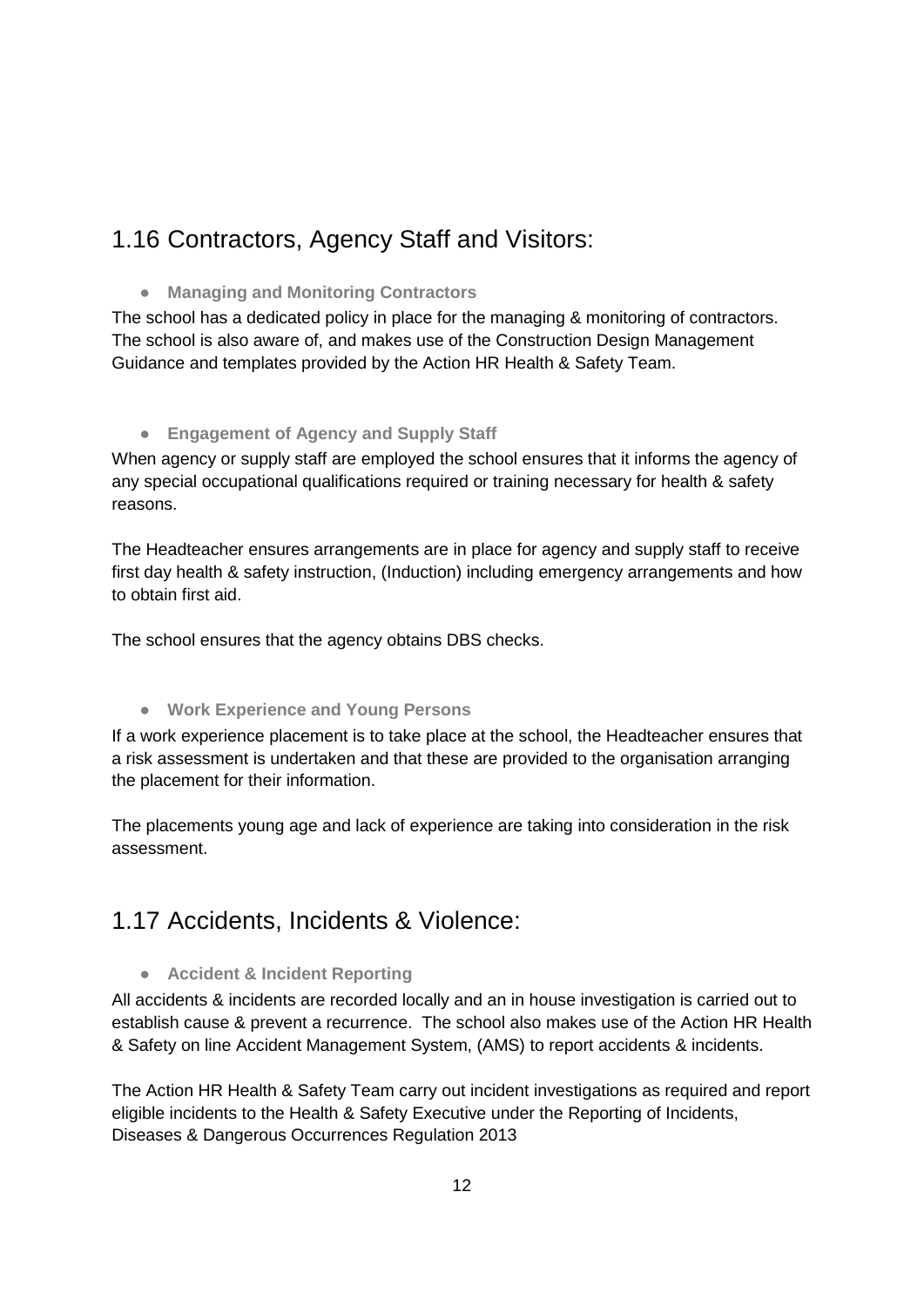## 1.16 Contractors, Agency Staff and Visitors:

- **Managing and Monitoring Contractors**

The school has a dedicated policy in place for the managing & monitoring of contractors. The school is also aware of, and makes use of the Construction Design Management Guidance and templates provided by the Action HR Health & Safety Team.

- **Engagement of Agency and Supply Staff**

When agency or supply staff are employed the school ensures that it informs the agency of any special occupational qualifications required or training necessary for health & safety reasons.

The Headteacher ensures arrangements are in place for agency and supply staff to receive first day health & safety instruction, (Induction) including emergency arrangements and how to obtain first aid.

The school ensures that the agency obtains DBS checks.

- **Work Experience and Young Persons**

If a work experience placement is to take place at the school, the Headteacher ensures that a risk assessment is undertaken and that these are provided to the organisation arranging the placement for their information.

The placements young age and lack of experience are taking into consideration in the risk assessment.

## 1.17 Accidents, Incidents & Violence:

- **Accident & Incident Reporting**

All accidents & incidents are recorded locally and an in house investigation is carried out to establish cause & prevent a recurrence. The school also makes use of the Action HR Health & Safety on line Accident Management System, (AMS) to report accidents & incidents.

The Action HR Health & Safety Team carry out incident investigations as required and report eligible incidents to the Health & Safety Executive under the Reporting of Incidents, Diseases & Dangerous Occurrences Regulation 2013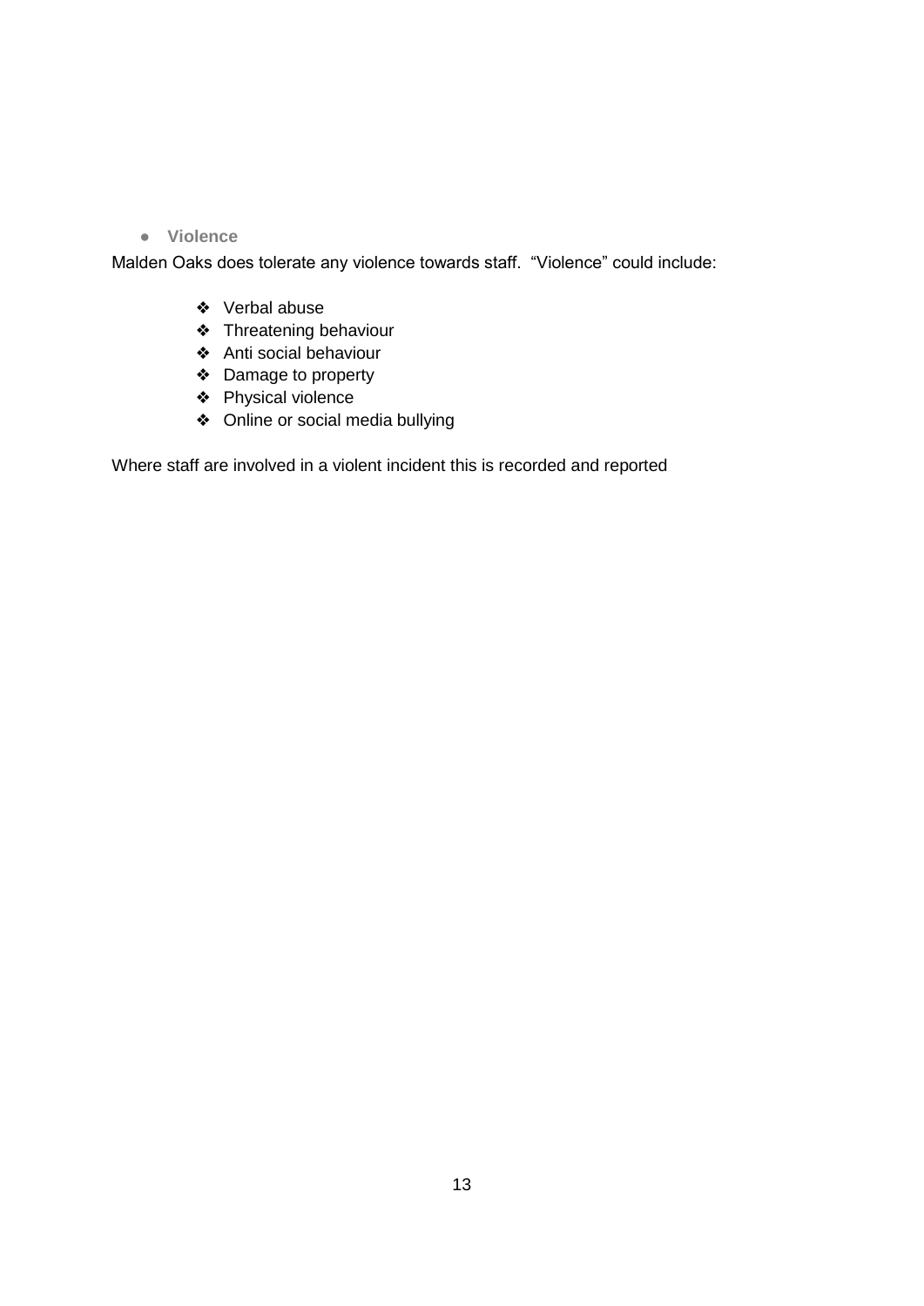- **Violence**

Malden Oaks does tolerate any violence towards staff. “Violence” could include:

- Verbal abuse
- Threatening behaviour
- Anti social behaviour
- Damage to property
- Physical violence
- Online or social media bullying

Where staff are involved in a violent incident this is recorded and reported